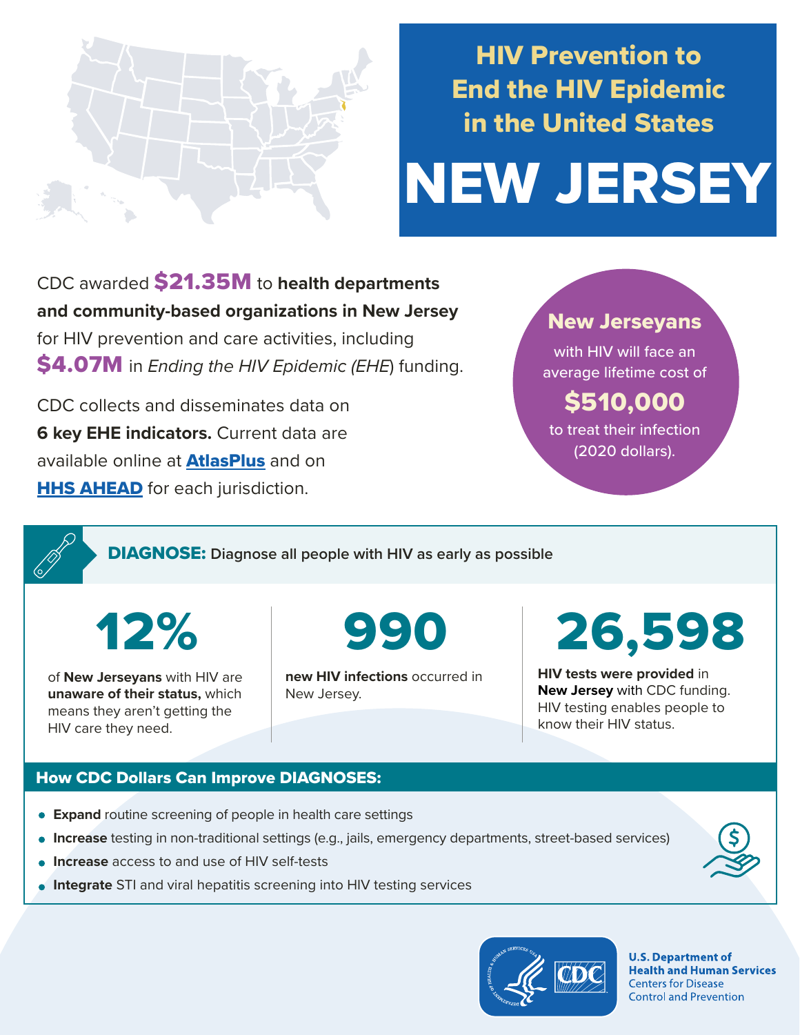# HIV Prevention to End the HIV Epidemic in the United States

# NEW JERSEY

CDC awarded **$21.35M** to **health departments and community-based organizations in New Jersey** for HIV prevention and care activities, including **$4.07M** in *Ending the HIV Epidemic (EHE*) funding.

CDC collects and disseminates data on **6 key EHE indicators.** Current data are available online at **AtlasPlus** and on **HHS AHEAD** for each jurisdiction.

**New Jerseyans** with HIV will face an average lifetime cost of **$510,000** to treat their infection (2020 dollars).

## DIAGNOSE: Diagnose all people with HIV as early as possible

**12%**

of **New Jerseyans** with HIV are **unaware of their status,** which means they aren't getting the HIV care they need.

**990**

**new HIV infections** occurred in New Jersey.

**26,598**

**HIV tests were provided** in **New Jersey** with CDC funding. HIV testing enables people to know their HIV status.

### How CDC Dollars Can Improve DIAGNOSES:

- **Expand** routine screening of people in health care settings
- **Increase** testing in non-traditional settings (e.g., jails, emergency departments, street-based services)
- **Increase** access to and use of HIV self-tests
- **Integrate** STI and viral hepatitis screening into HIV testing services

U.S. Department of Health and Human Services
Centers for Disease Control and Prevention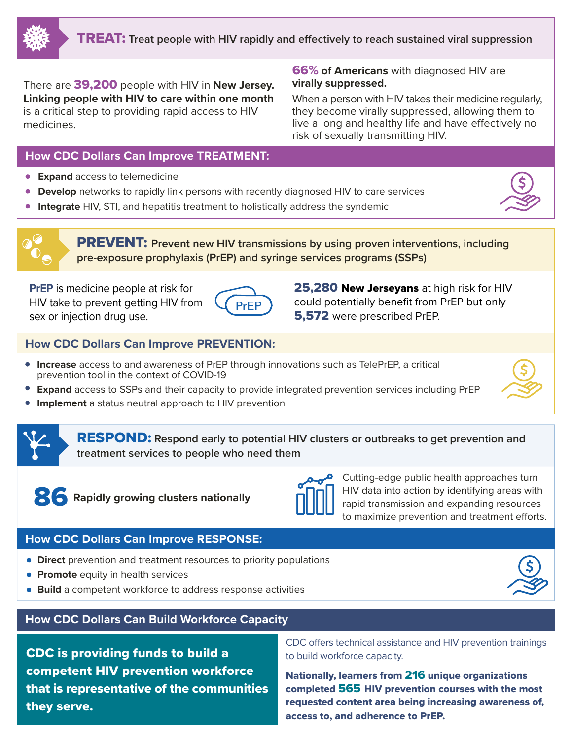## **TREAT:** Treat people with HIV rapidly and effectively to reach sustained viral suppression

There are **39,200** people with HIV in **New Jersey. Linking people with HIV to care within one month** is a critical step to providing rapid access to HIV medicines.

**66% of Americans** with diagnosed HIV are **virally suppressed.**

When a person with HIV takes their medicine regularly, they become virally suppressed, allowing them to live a long and healthy life and have effectively no risk of sexually transmitting HIV.

### How CDC Dollars Can Improve TREATMENT:

- **Expand** access to telemedicine
- **Develop** networks to rapidly link persons with recently diagnosed HIV to care services
- **Integrate** HIV, STI, and hepatitis treatment to holistically address the syndemic

## **PREVENT:** Prevent new HIV transmissions by using proven interventions, including pre-exposure prophylaxis (PrEP) and syringe services programs (SSPs)

**PrEP** is medicine people at risk for HIV take to prevent getting HIV from sex or injection drug use.

PrEP

**25,280 New Jerseyans** at high risk for HIV could potentially benefit from PrEP but only **5,572** were prescribed PrEP.

### How CDC Dollars Can Improve PREVENTION:

- **Increase** access to and awareness of PrEP through innovations such as TelePrEP, a critical prevention tool in the context of COVID-19
- **Expand** access to SSPs and their capacity to provide integrated prevention services including PrEP
- **Implement** a status neutral approach to HIV prevention

## **RESPOND:** Respond early to potential HIV clusters or outbreaks to get prevention and treatment services to people who need them

**86 Rapidly growing clusters nationally**

Cutting-edge public health approaches turn HIV data into action by identifying areas with rapid transmission and expanding resources to maximize prevention and treatment efforts.

### How CDC Dollars Can Improve RESPONSE:

- **Direct** prevention and treatment resources to priority populations
- **Promote** equity in health services
- **Build** a competent workforce to address response activities

### How CDC Dollars Can Build Workforce Capacity

**CDC is providing funds to build a competent HIV prevention workforce that is representative of the communities they serve.**

CDC offers technical assistance and HIV prevention trainings to build workforce capacity.

**Nationally, learners from 216 unique organizations completed 565 HIV prevention courses with the most requested content area being increasing awareness of, access to, and adherence to PrEP.**